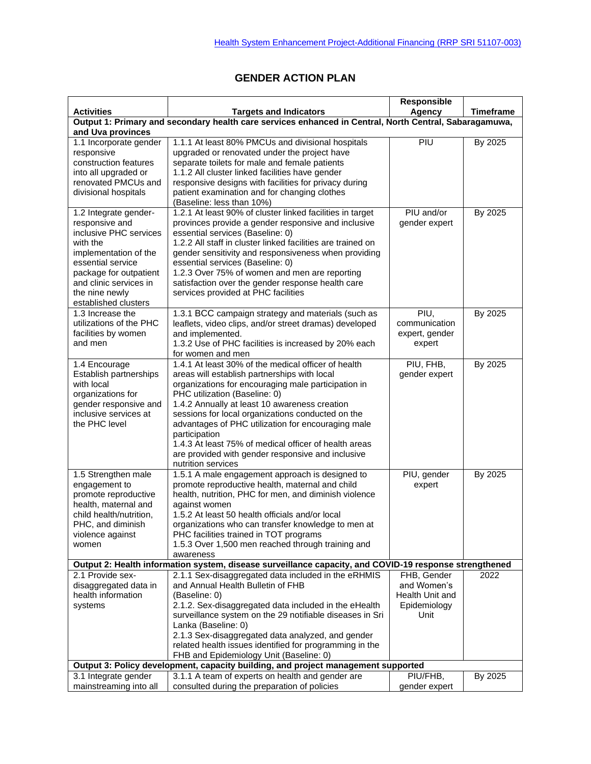# GENDER ACTION PLAN

| Activities | Targets and Indicators | Responsible Agency | Timeframe |
|---|---|---|---|
| **Output 1: Primary and secondary health care services enhanced in Central, North Central, Sabaragamuwa, and Uva provinces** | | | |
| 1.1 Incorporate gender responsive construction features into all upgraded or renovated PMCUs and divisional hospitals | 1.1.1 At least 80% PMCUs and divisional hospitals upgraded or renovated under the project have separate toilets for male and female patients<br>1.1.2 All cluster linked facilities have gender responsive designs with facilities for privacy during patient examination and for changing clothes (Baseline: less than 10%) | PIU | By 2025 |
| 1.2 Integrate gender-responsive and inclusive PHC services with the implementation of the essential service package for outpatient and clinic services in the nine newly established clusters | 1.2.1 At least 90% of cluster linked facilities in target provinces provide a gender responsive and inclusive essential services (Baseline: 0)<br>1.2.2 All staff in cluster linked facilities are trained on gender sensitivity and responsiveness when providing essential services (Baseline: 0)<br>1.2.3 Over 75% of women and men are reporting satisfaction over the gender response health care services provided at PHC facilities | PIU and/or gender expert | By 2025 |
| 1.3 Increase the utilizations of the PHC facilities by women and men | 1.3.1 BCC campaign strategy and materials (such as leaflets, video clips, and/or street dramas) developed and implemented.<br>1.3.2 Use of PHC facilities is increased by 20% each for women and men | PIU, communication expert, gender expert | By 2025 |
| 1.4 Encourage Establish partnerships with local organizations for gender responsive and inclusive services at the PHC level | 1.4.1 At least 30% of the medical officer of health areas will establish partnerships with local organizations for encouraging male participation in PHC utilization (Baseline: 0)<br>1.4.2 Annually at least 10 awareness creation sessions for local organizations conducted on the advantages of PHC utilization for encouraging male participation<br>1.4.3 At least 75% of medical officer of health areas are provided with gender responsive and inclusive nutrition services | PIU, FHB, gender expert | By 2025 |
| 1.5 Strengthen male engagement to promote reproductive health, maternal and child health/nutrition, PHC, and diminish violence against women | 1.5.1 A male engagement approach is designed to promote reproductive health, maternal and child health, nutrition, PHC for men, and diminish violence against women<br>1.5.2 At least 50 health officials and/or local organizations who can transfer knowledge to men at PHC facilities trained in TOT programs<br>1.5.3 Over 1,500 men reached through training and awareness | PIU, gender expert | By 2025 |
| **Output 2: Health information system, disease surveillance capacity, and COVID-19 response strengthened** | | | |
| 2.1 Provide sex-disaggregated data in health information systems | 2.1.1 Sex-disaggregated data included in the eRHMIS and Annual Health Bulletin of FHB (Baseline: 0)<br>2.1.2. Sex-disaggregated data included in the eHealth surveillance system on the 29 notifiable diseases in Sri Lanka (Baseline: 0)<br>2.1.3 Sex-disaggregated data analyzed, and gender related health issues identified for programming in the FHB and Epidemiology Unit (Baseline: 0) | FHB, Gender and Women's Health Unit and Epidemiology Unit | 2022 |
| **Output 3: Policy development, capacity building, and project management supported** | | | |
| 3.1 Integrate gender mainstreaming into all | 3.1.1 A team of experts on health and gender are consulted during the preparation of policies | PIU/FHB, gender expert | By 2025 |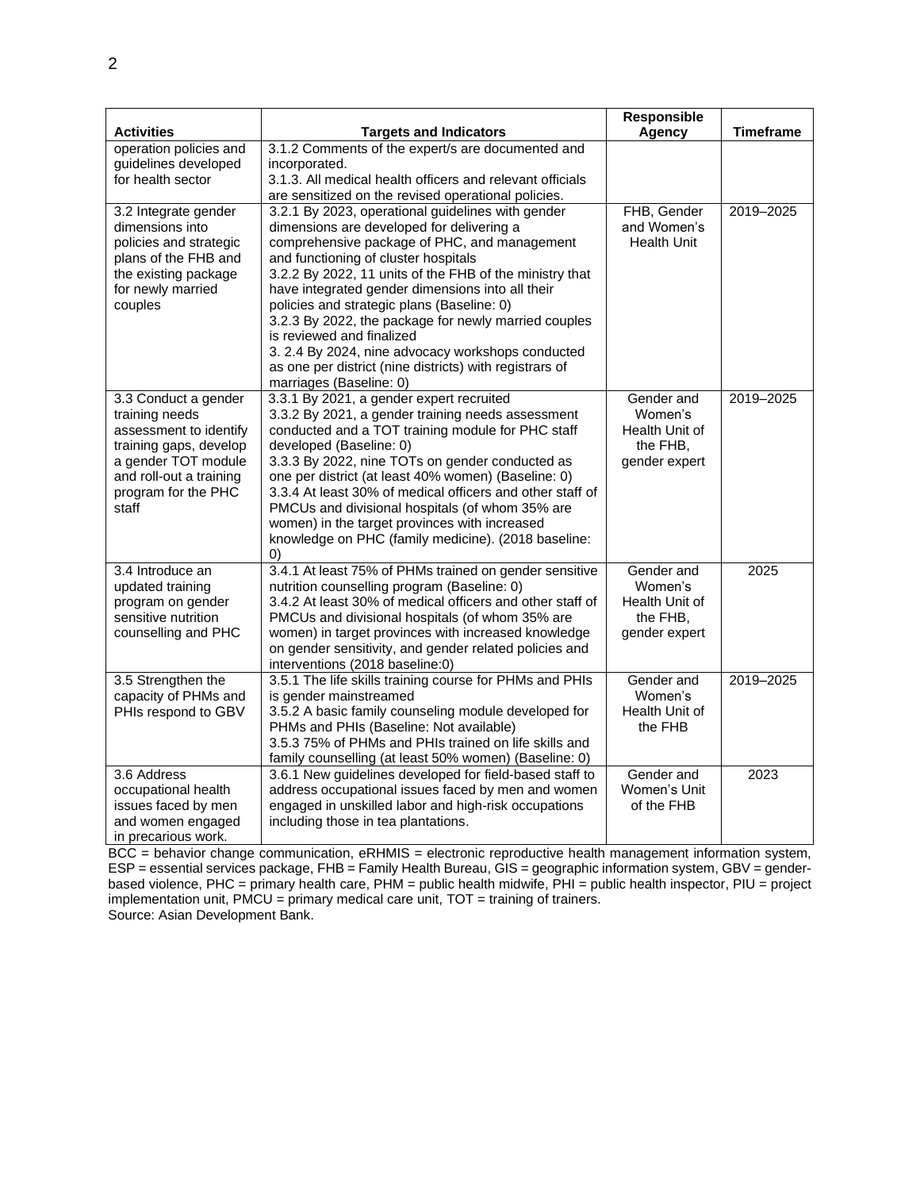| Activities | Targets and Indicators | Responsible Agency | Timeframe |
|---|---|---|---|
| operation policies and guidelines developed for health sector | 3.1.2 Comments of the expert/s are documented and incorporated.<br>3.1.3. All medical health officers and relevant officials are sensitized on the revised operational policies. | | |
| 3.2 Integrate gender dimensions into policies and strategic plans of the FHB and the existing package for newly married couples | 3.2.1 By 2023, operational guidelines with gender dimensions are developed for delivering a comprehensive package of PHC, and management and functioning of cluster hospitals<br>3.2.2 By 2022, 11 units of the FHB of the ministry that have integrated gender dimensions into all their policies and strategic plans (Baseline: 0)<br>3.2.3 By 2022, the package for newly married couples is reviewed and finalized<br>3. 2.4 By 2024, nine advocacy workshops conducted as one per district (nine districts) with registrars of marriages (Baseline: 0) | FHB, Gender and Women's Health Unit | 2019–2025 |
| 3.3 Conduct a gender training needs assessment to identify training gaps, develop a gender TOT module and roll-out a training program for the PHC staff | 3.3.1 By 2021, a gender expert recruited<br>3.3.2 By 2021, a gender training needs assessment conducted and a TOT training module for PHC staff developed (Baseline: 0)<br>3.3.3 By 2022, nine TOTs on gender conducted as one per district (at least 40% women) (Baseline: 0)<br>3.3.4 At least 30% of medical officers and other staff of PMCUs and divisional hospitals (of whom 35% are women) in the target provinces with increased knowledge on PHC (family medicine). (2018 baseline: 0) | Gender and Women's Health Unit of the FHB, gender expert | 2019–2025 |
| 3.4 Introduce an updated training program on gender sensitive nutrition counselling and PHC | 3.4.1 At least 75% of PHMs trained on gender sensitive nutrition counselling program (Baseline: 0)<br>3.4.2 At least 30% of medical officers and other staff of PMCUs and divisional hospitals (of whom 35% are women) in target provinces with increased knowledge on gender sensitivity, and gender related policies and interventions (2018 baseline:0) | Gender and Women's Health Unit of the FHB, gender expert | 2025 |
| 3.5 Strengthen the capacity of PHMs and PHIs respond to GBV | 3.5.1 The life skills training course for PHMs and PHIs is gender mainstreamed<br>3.5.2 A basic family counseling module developed for PHMs and PHIs (Baseline: Not available)<br>3.5.3 75% of PHMs and PHIs trained on life skills and family counselling (at least 50% women) (Baseline: 0) | Gender and Women's Health Unit of the FHB | 2019–2025 |
| 3.6 Address occupational health issues faced by men and women engaged in precarious work. | 3.6.1 New guidelines developed for field-based staff to address occupational issues faced by men and women engaged in unskilled labor and high-risk occupations including those in tea plantations. | Gender and Women's Unit of the FHB | 2023 |

BCC = behavior change communication, eRHMIS = electronic reproductive health management information system, ESP = essential services package, FHB = Family Health Bureau, GIS = geographic information system, GBV = gender-based violence, PHC = primary health care, PHM = public health midwife, PHI = public health inspector, PIU = project implementation unit, PMCU = primary medical care unit, TOT = training of trainers.
Source: Asian Development Bank.